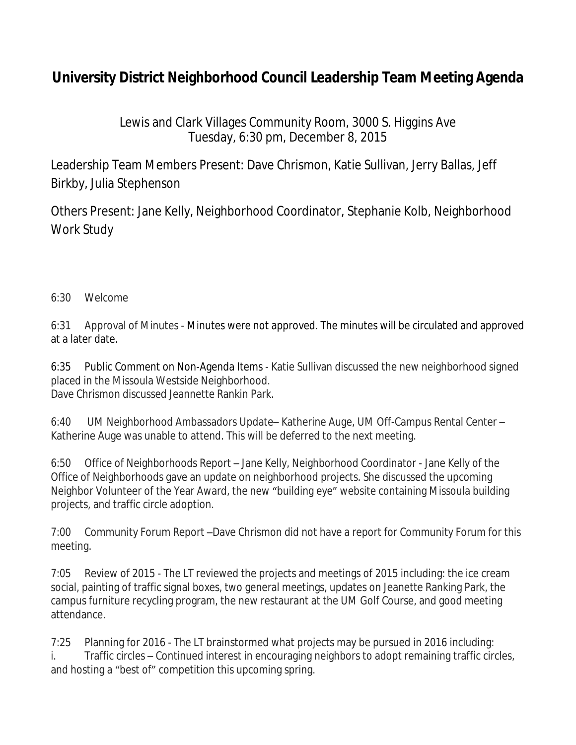# University District Neighborhood Council Leadership Team Meeting Agenda

Lewis and Clark Villages Community Room, 3000 S. Higgins Ave
Tuesday, 6:30 pm, December 8, 2015

Leadership Team Members Present: Dave Chrismon, Katie Sullivan, Jerry Ballas, Jeff Birkby, Julia Stephenson

Others Present: Jane Kelly, Neighborhood Coordinator, Stephanie Kolb, Neighborhood Work Study

6:30 Welcome

6:31 Approval of Minutes - Minutes were not approved. The minutes will be circulated and approved at a later date.

6:35 Public Comment on Non-Agenda Items - Katie Sullivan discussed the new neighborhood signed placed in the Missoula Westside Neighborhood.
Dave Chrismon discussed Jeannette Rankin Park.

6:40 UM Neighborhood Ambassadors Update– Katherine Auge, UM Off-Campus Rental Center – Katherine Auge was unable to attend. This will be deferred to the next meeting.

6:50 Office of Neighborhoods Report – Jane Kelly, Neighborhood Coordinator - Jane Kelly of the Office of Neighborhoods gave an update on neighborhood projects. She discussed the upcoming Neighbor Volunteer of the Year Award, the new "building eye" website containing Missoula building projects, and traffic circle adoption.

7:00 Community Forum Report –Dave Chrismon did not have a report for Community Forum for this meeting.

7:05 Review of 2015 - The LT reviewed the projects and meetings of 2015 including: the ice cream social, painting of traffic signal boxes, two general meetings, updates on Jeanette Ranking Park, the campus furniture recycling program, the new restaurant at the UM Golf Course, and good meeting attendance.

7:25 Planning for 2016 - The LT brainstormed what projects may be pursued in 2016 including:
i. Traffic circles – Continued interest in encouraging neighbors to adopt remaining traffic circles, and hosting a "best of" competition this upcoming spring.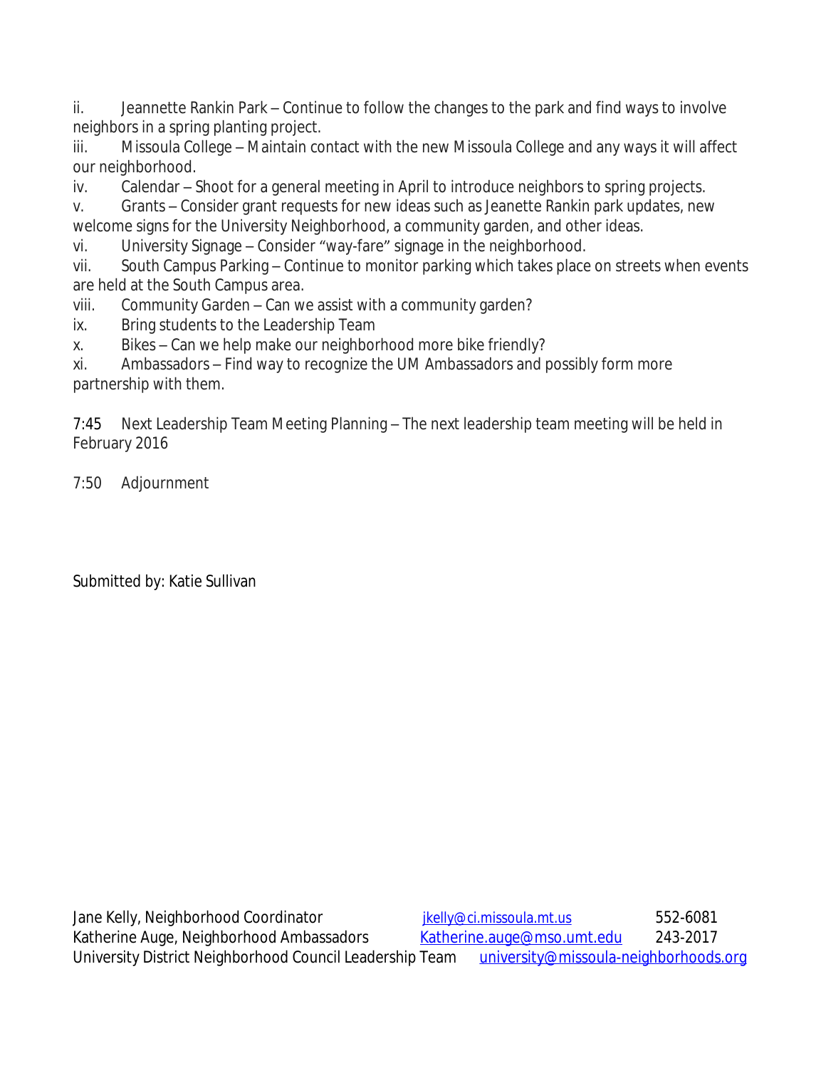ii. Jeannette Rankin Park – Continue to follow the changes to the park and find ways to involve neighbors in a spring planting project.

iii. Missoula College – Maintain contact with the new Missoula College and any ways it will affect our neighborhood.

iv. Calendar – Shoot for a general meeting in April to introduce neighbors to spring projects.

v. Grants – Consider grant requests for new ideas such as Jeanette Rankin park updates, new welcome signs for the University Neighborhood, a community garden, and other ideas.

vi. University Signage – Consider "way-fare" signage in the neighborhood.

vii. South Campus Parking – Continue to monitor parking which takes place on streets when events are held at the South Campus area.

viii. Community Garden – Can we assist with a community garden?

ix. Bring students to the Leadership Team

x. Bikes – Can we help make our neighborhood more bike friendly?

xi. Ambassadors – Find way to recognize the UM Ambassadors and possibly form more partnership with them.

7:45 Next Leadership Team Meeting Planning – The next leadership team meeting will be held in February 2016

7:50 Adjournment

Submitted by: Katie Sullivan

Jane Kelly, Neighborhood Coordinator jkelly@ci.missoula.mt.us 552-6081
Katherine Auge, Neighborhood Ambassadors Katherine.auge@mso.umt.edu 243-2017
University District Neighborhood Council Leadership Team university@missoula-neighborhoods.org